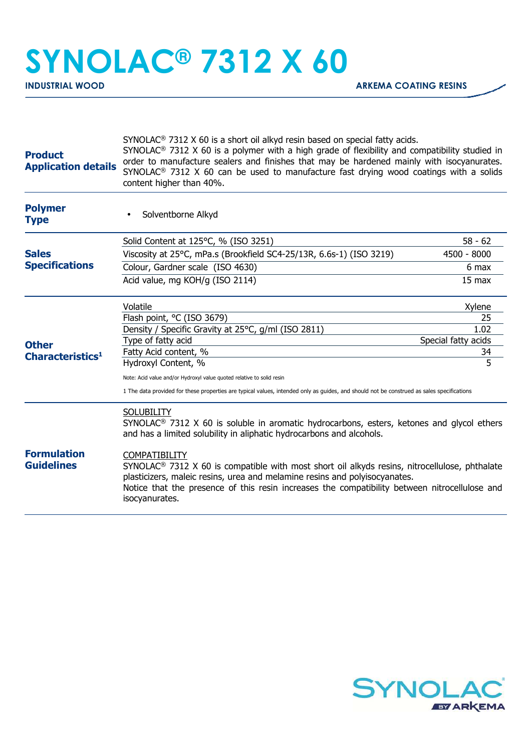# SYNOLAC® 7312 X 60

**INDUSTRIAL WOOD** — **ARKEMA COATING RESINS**

## Product Application details

SYNOLAC® 7312 X 60 is a short oil alkyd resin based on special fatty acids.
SYNOLAC® 7312 X 60 is a polymer with a high grade of flexibility and compatibility studied in order to manufacture sealers and finishes that may be hardened mainly with isocyanurates. SYNOLAC® 7312 X 60 can be used to manufacture fast drying wood coatings with a solids content higher than 40%.

## Polymer Type

- Solventborne Alkyd

## Sales Specifications

| Property | Value |
|---|---|
| Solid Content at 125°C, % (ISO 3251) | 58 - 62 |
| Viscosity at 25°C, mPa.s (Brookfield SC4-25/13R, 6.6s-1) (ISO 3219) | 4500 - 8000 |
| Colour, Gardner scale (ISO 4630) | 6 max |
| Acid value, mg KOH/g (ISO 2114) | 15 max |

## Other Characteristics[1]

| Property | Value |
|---|---|
| Volatile | Xylene |
| Flash point, °C (ISO 3679) | 25 |
| Density / Specific Gravity at 25°C, g/ml (ISO 2811) | 1.02 |
| Type of fatty acid | Special fatty acids |
| Fatty Acid content, % | 34 |
| Hydroxyl Content, % | 5 |

Note: Acid value and/or Hydroxyl value quoted relative to solid resin

1 The data provided for these properties are typical values, intended only as guides, and should not be construed as sales specifications

## Formulation Guidelines

SOLUBILITY

SYNOLAC® 7312 X 60 is soluble in aromatic hydrocarbons, esters, ketones and glycol ethers and has a limited solubility in aliphatic hydrocarbons and alcohols.

COMPATIBILITY

SYNOLAC® 7312 X 60 is compatible with most short oil alkyds resins, nitrocellulose, phthalate plasticizers, maleic resins, urea and melamine resins and polyisocyanates.
Notice that the presence of this resin increases the compatibility between nitrocellulose and isocyanurates.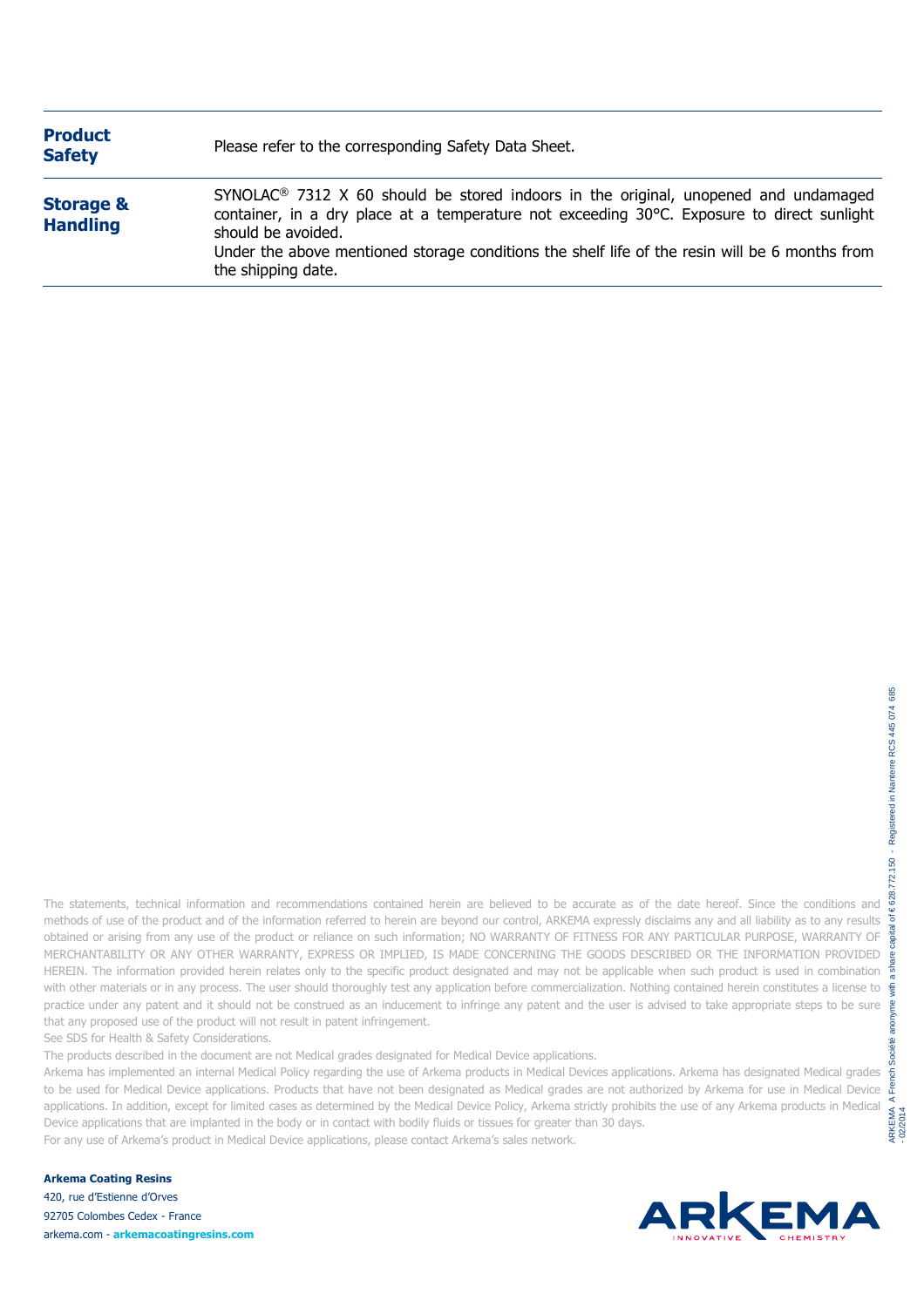| | |
|---|---|
| **Product Safety** | Please refer to the corresponding Safety Data Sheet. |
| **Storage & Handling** | SYNOLAC® 7312 X 60 should be stored indoors in the original, unopened and undamaged container, in a dry place at a temperature not exceeding 30°C. Exposure to direct sunlight should be avoided. Under the above mentioned storage conditions the shelf life of the resin will be 6 months from the shipping date. |

The statements, technical information and recommendations contained herein are believed to be accurate as of the date hereof. Since the conditions and methods of use of the product and of the information referred to herein are beyond our control, ARKEMA expressly disclaims any and all liability as to any results obtained or arising from any use of the product or reliance on such information; NO WARRANTY OF FITNESS FOR ANY PARTICULAR PURPOSE, WARRANTY OF MERCHANTABILITY OR ANY OTHER WARRANTY, EXPRESS OR IMPLIED, IS MADE CONCERNING THE GOODS DESCRIBED OR THE INFORMATION PROVIDED HEREIN. The information provided herein relates only to the specific product designated and may not be applicable when such product is used in combination with other materials or in any process. The user should thoroughly test any application before commercialization. Nothing contained herein constitutes a license to practice under any patent and it should not be construed as an inducement to infringe any patent and the user is advised to take appropriate steps to be sure that any proposed use of the product will not result in patent infringement.
See SDS for Health & Safety Considerations.

The products described in the document are not Medical grades designated for Medical Device applications.

Arkema has implemented an internal Medical Policy regarding the use of Arkema products in Medical Devices applications. Arkema has designated Medical grades to be used for Medical Device applications. Products that have not been designated as Medical grades are not authorized by Arkema for use in Medical Device applications. In addition, except for limited cases as determined by the Medical Device Policy, Arkema strictly prohibits the use of any Arkema products in Medical Device applications that are implanted in the body or in contact with bodily fluids or tissues for greater than 30 days.

For any use of Arkema's product in Medical Device applications, please contact Arkema's sales network.

**Arkema Coating Resins**
420, rue d'Estienne d'Orves
92705 Colombes Cedex - France
arkema.com - **arkemacoatingresins.com**

ARKEMA A French Société anonyme with a share capital of € 628.772.150 - Registered in Nanterre RCS 445 074 685 - 02/2014